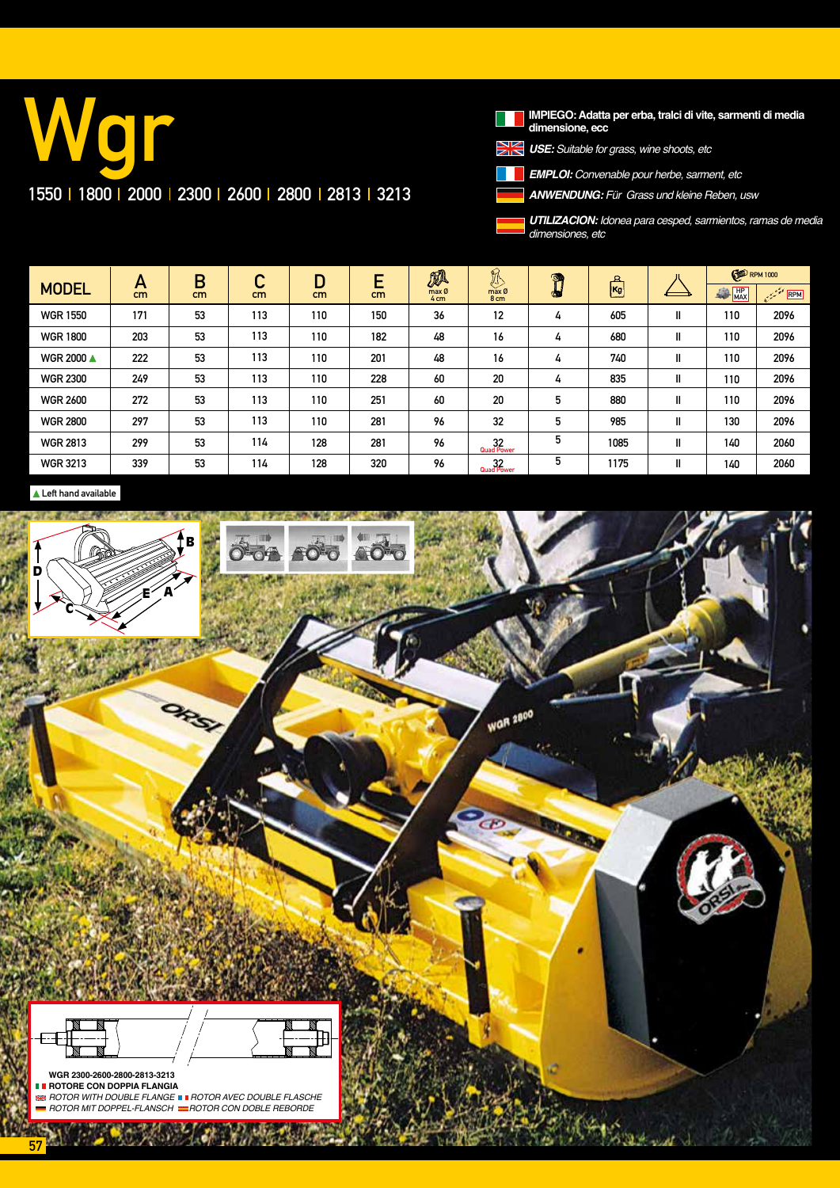# Wgr

## 1550 | 1800 | 2000 | 2300 | 2600 | 2800 | 2813 | 3213

**IMPIEGO: Adatta per erba, tralci di vite, sarmenti di media dimensione, ecc**

***USE:*** *Suitable for grass, wine shoots, etc*

***EMPLOI:*** *Convenable pour herbe, sarment, etc*

***ANWENDUNG:*** *Für Grass und kleine Reben, usw*

***UTILIZACION:*** *Idonea para cesped, sarmientos, ramas de media dimensiones, etc*

| MODEL | A cm | B cm | C cm | D cm | E cm | max Ø 4 cm | max Ø 8 cm | | Kg | | RPM 1000 HP MAX | RPM 1000 RPM |
|---|---|---|---|---|---|---|---|---|---|---|---|---|
| WGR 1550 | 171 | 53 | 113 | 110 | 150 | 36 | 12 | 4 | 605 | II | 110 | 2096 |
| WGR 1800 | 203 | 53 | 113 | 110 | 182 | 48 | 16 | 4 | 680 | II | 110 | 2096 |
| WGR 2000 ▲ | 222 | 53 | 113 | 110 | 201 | 48 | 16 | 4 | 740 | II | 110 | 2096 |
| WGR 2300 | 249 | 53 | 113 | 110 | 228 | 60 | 20 | 4 | 835 | II | 110 | 2096 |
| WGR 2600 | 272 | 53 | 113 | 110 | 251 | 60 | 20 | 5 | 880 | II | 110 | 2096 |
| WGR 2800 | 297 | 53 | 113 | 110 | 281 | 96 | 32 | 5 | 985 | II | 130 | 2096 |
| WGR 2813 | 299 | 53 | 114 | 128 | 281 | 96 | 32 Quad Power | 5 | 1085 | II | 140 | 2060 |
| WGR 3213 | 339 | 53 | 114 | 128 | 320 | 96 | 32 Quad Power | 5 | 1175 | II | 140 | 2060 |

▲ Left hand available

**WGR 2300-2600-2800-2813-3213**

**ROTORE CON DOPPIA FLANGIA**

*ROTOR WITH DOUBLE FLANGE* — *ROTOR AVEC DOUBLE FLASCHE*

*ROTOR MIT DOPPEL-FLANSCH* — *ROTOR CON DOBLE REBORDE*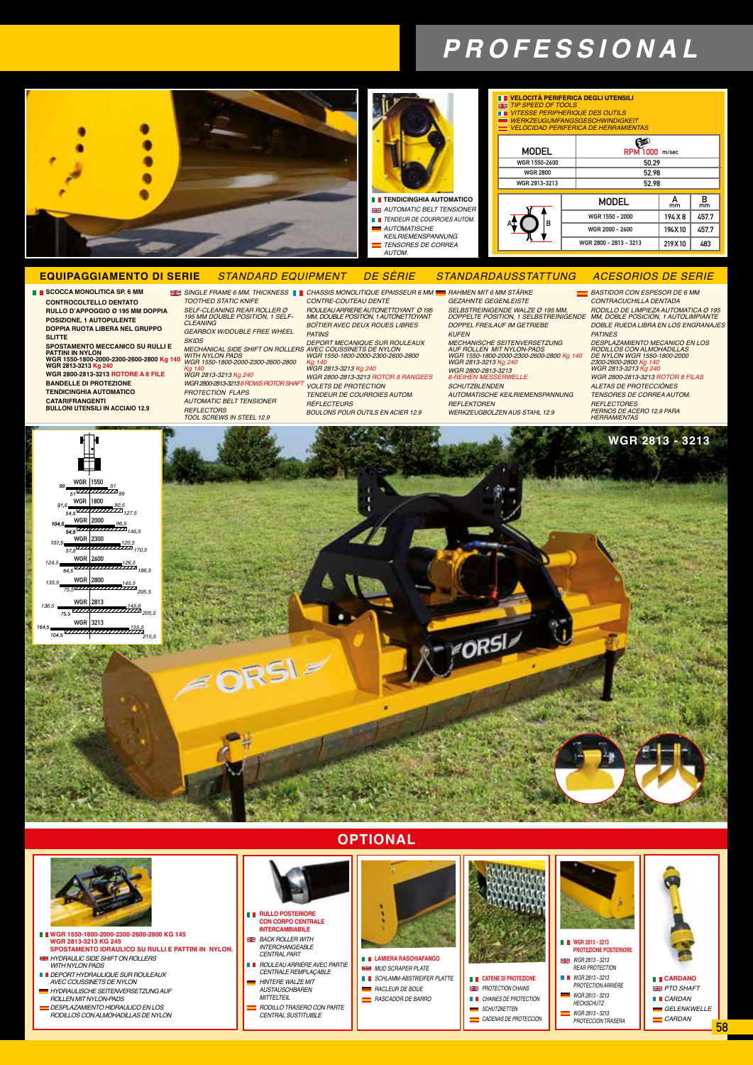# PROFESSIONAL

**TENDICINGHIA AUTOMATICO**
*AUTOMATIC BELT TENSIONER*
*TENDEUR DE COURROIES AUTOM.*
*AUTOMATISCHE KEILRIEMENSPANNUNG*
*TENSORES DE CORREA AUTOM.*

**VELOCITÀ PERIFERICA DEGLI UTENSILI**
*TIP SPEED OF TOOLS*
*VITESSE PERIPHERIQUE DES OUTILS*
*WERKZEUGUMFANGSGESCHWINDIGKEIT*
*VELOCIDAD PERIFERICA DE HERRAMIENTAS*

| MODEL | RPM 1000 m/sec |
|---|---|
| WGR 1550-2600 | 50,29 |
| WGR 2800 | 52,98 |
| WGR 2813-3213 | 52,98 |

| MODEL | A mm | B mm |
|---|---|---|
| WGR 1550 - 2000 | 194 X 8 | 457,7 |
| WGR 2000 - 2600 | 194X10 | 457,7 |
| WGR 2800 - 2813 - 3213 | 219X10 | 483 |

## EQUIPAGGIAMENTO DI SERIE / *STANDARD EQUIPMENT* / *DE SÉRIE* / *STANDARDAUSSTATTUNG* / *ACESORIOS DE SERIE*

**SCOCCA MONOLITICA SP. 6 MM**
**CONTROCOLTELLO DENTATO**
**RULLO D'APPOGGIO Ø 195 MM DOPPIA POSIZIONE, 1 AUTOPULENTE**
**DOPPIA RUOTA LIBERA NEL GRUPPO**
**SLITTE**
**SPOSTAMENTO MECCANICO SU RULLI E PATTINI IN NYLON**
**WGR 1550-1800-2000-2300-2600-2800 Kg 140**
**WGR 2813-3213 Kg 240**
**WGR 2800-2813-3213 ROTORE A 8 FILE**
**BANDELLE DI PROTEZIONE**
**TENDICINGHIA AUTOMATICO**
**CATARIFRANGENTI**
**BULLONI UTENSILI IN ACCIAIO 12.9**

*SINGLE FRAME 6 MM. THICKNESS*
*TOOTHED STATIC KNIFE*
*195 MM DOUBLE POSITION, 1 SELF-CLEANING REAR ROLLER Ø*
*GEARBOX W/DOUBLE FREE WHEEL*
*SKIDS*
*MECHANICAL SIDE SHIFT ON ROLLERS WITH NYLON PADS*
*WGR 1550-1800-2000-2300-2600-2800 Kg 140*
*WGR 2813-3213 Kg 240*
*WGR 2800-2813-3213 8 ROWS ROTOR SHAFT*
*PROTECTION FLAPS*
*AUTOMATIC BELT TENSIONER*
*REFLECTORS*
*TOOL SCREWS IN STEEL 12.9*

*CHASSIS MONOLITIQUE EPAISSEUR 6 MM*
*CONTRE-COUTEAU DENTÉ*
*ROULEAU ARRIERE AUTONETTOYANT Ø 195 MM, DOUBLE POSITION, 1 AUTONETTOYANT*
*BOÎTIER AVEC DEUX ROUES LIBRES*
*PATINS*
*DEPORT MECANIQUE SUR ROULEAUX AVEC COUSSINETS DE NYLON*
*WGR 1550-1800-2000-2300-2600-2800 Kg 140*
*WGR 2813-3213 Kg 240*
*WGR 2800-2813-3213 ROTOR 8 RANGEES*
*VOLETS DE PROTECTION*
*TENDEUR DE COURROIES AUTOM.*
*RÉFLECTEURS*
*BOULONS POUR OUTILS EN ACIER 12.9*

*RAHMEN MIT 6 MM STÄRKE*
*GEZAHNTE GEGENLEISTE*
*SELBSTREINIGENDE WALZE Ø 195 MM, DOPPELTE POSITION, 1 SELBSTREINIGENDE*
*DOPPEL FREILAUF IM GETRIEBE*
*KUFEN*
*MECHANISCHE SEITENVERSETZUNG AUF ROLLEN MIT NYLON-PADS*
*WGR 1550-1800-2000-2300-2600-2800 Kg 140*
*WGR 2813-3213 Kg 240*
*WGR 2800-2813-3213 8-REIHEN MESSERWELLE*
*SCHUTZBLENDEN*
*AUTOMATISCHE KEILRIEMENSPANNUNG*
*REFLEKTOREN*
*WERKZEUGBOLZEN AUS STAHL 12.9*

*BASTIDOR CON ESPESOR DE 6 MM*
*CONTRACUCHILLA DENTADA*
*RODILLO DE LIMPIEZA AUTOMATICA Ø 195 MM, DOBLE POSICION, 1 AUTOLIMPIANTE*
*DOBLE RUEDA LIBRA EN LOS ENGRANAJES*
*PATINES*
*DESPLAZAMIENTO MECANICO EN LOS RODILLOS CON ALMOHADILLAS DE NYLON WGR 1550-1800-2000 2300-2600-2800 Kg 140*
*WGR 2813-3213 Kg 240*
*WGR 2800-2813-3213 ROTOR 8 FILAS*
*ALETAS DE PROTECCIÓNES*
*TENSORES DE CORREA AUTOM.*
*REFLECTORES*
*PERNOS DE ACERO 12.9 PARA HERRAMIENTAS*

WGR 1550: 99 / 51 / 51 / 99
WGR 1800: 91,5 / 54,5 / 90,5 / 127,5
WGR 2000: 104,5 / 54,5 / 96,5 / 146,5
WGR 2300: 107,5 / 57,5 / 120,5 / 170,5
WGR 2600: 124,5 / 64,5 / 126,5 / 186,5
WGR 2800: 135,5 / 75,5 / 145,5 / 205,5
WGR 2813: 136,5 / 75,5 / 145,6 / 205,5
WGR 3213: 164,5 / 104,5 / 155,5 / 215,5

WGR 2813 - 3213

## OPTIONAL

**WGR 1550-1800-2000-2300-2600-2800 KG 145**
**WGR 2813-3213 KG 245**
**SPOSTAMENTO IDRAULICO SU RULLI E PATTINI IN NYLON.**
*HYDRAULIC SIDE SHIFT ON ROLLERS WITH NYLON PADS*
*DEPORT HYDRAULIQUE SUR ROULEAUX AVEC COUSSINETS DE NYLON*
*HYDRAULISCHE SEITENVERSETZUNG AUF ROLLEN MIT NYLON-PADS*
*DESPLAZAMIENTO HIDRAULICO EN LOS RODILLOS CON ALMOHADILLAS DE NYLON*

**RULLO POSTERIORE CON CORPO CENTRALE INTERCAMBIABILE**
*BACK ROLLER WITH INTERCHANGEABLE CENTRAL PART*
*ROULEAU ARRIÈRE AVEC PARTIE CENTRALE REMPLAÇABLE*
*HINTERE WALZE MIT AUSTAUSCHBAREN MITTELTEIL*
*RODILLO TRASERO CON PARTE CENTRAL SUSTITUIBLE*

**LAMIERA RASCHIAFANGO**
*MUD SCRAPER PLATE*
*SCHLAMM-ABSTREIFER PLATTE*
*RACLEUR DE BOUE*
*RASCADOR DE BARRO*

**CATENE DI PROTEZIONE**
*PROTECTION CHAINS*
*CHAINES DE PROTECTION*
*SCHUTZKETTEN*
*CADENAS DE PROTECCION*

**WGR 2813 - 3213 PROTEZIONE POSTERIORE**
*WGR 2813 - 3213 REAR PROTECTION*
*WGR 2813 - 3213 PROTECTION ARRIÈRE*
*WGR 2813 - 3213 HECKSCHUTZ*
*WGR 2813 - 3213 PROTECCION TRASERA*

**CARDANO**
*PTO SHAFT*
*CARDAN*
*GELENKWELLE*
*CARDAN*